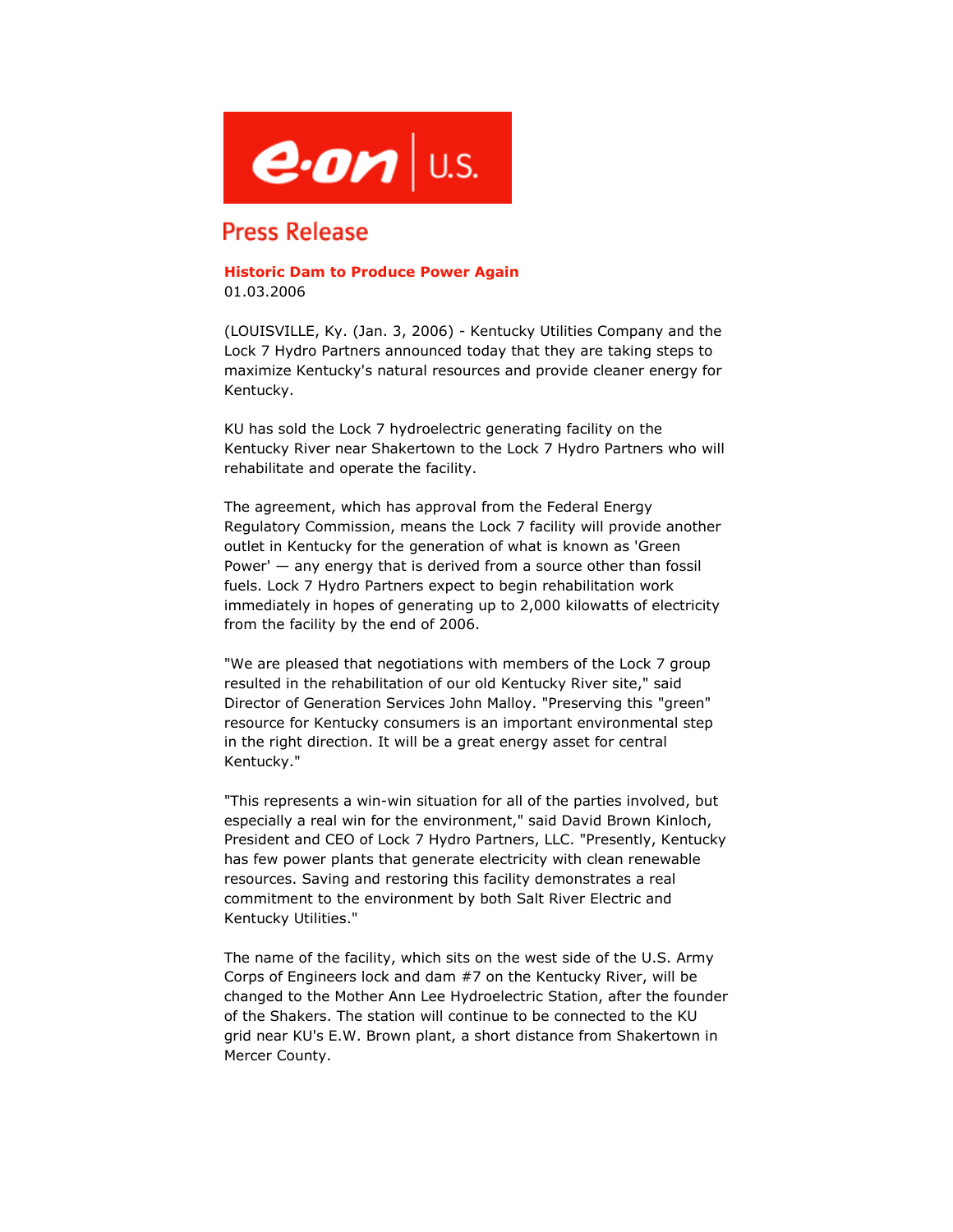e·on | U.S.

## Press Release

**Historic Dam to Produce Power Again**
01.03.2006

(LOUISVILLE, Ky. (Jan. 3, 2006) - Kentucky Utilities Company and the Lock 7 Hydro Partners announced today that they are taking steps to maximize Kentucky's natural resources and provide cleaner energy for Kentucky.

KU has sold the Lock 7 hydroelectric generating facility on the Kentucky River near Shakertown to the Lock 7 Hydro Partners who will rehabilitate and operate the facility.

The agreement, which has approval from the Federal Energy Regulatory Commission, means the Lock 7 facility will provide another outlet in Kentucky for the generation of what is known as 'Green Power' — any energy that is derived from a source other than fossil fuels. Lock 7 Hydro Partners expect to begin rehabilitation work immediately in hopes of generating up to 2,000 kilowatts of electricity from the facility by the end of 2006.

"We are pleased that negotiations with members of the Lock 7 group resulted in the rehabilitation of our old Kentucky River site," said Director of Generation Services John Malloy. "Preserving this "green" resource for Kentucky consumers is an important environmental step in the right direction. It will be a great energy asset for central Kentucky."

"This represents a win-win situation for all of the parties involved, but especially a real win for the environment," said David Brown Kinloch, President and CEO of Lock 7 Hydro Partners, LLC. "Presently, Kentucky has few power plants that generate electricity with clean renewable resources. Saving and restoring this facility demonstrates a real commitment to the environment by both Salt River Electric and Kentucky Utilities."

The name of the facility, which sits on the west side of the U.S. Army Corps of Engineers lock and dam #7 on the Kentucky River, will be changed to the Mother Ann Lee Hydroelectric Station, after the founder of the Shakers. The station will continue to be connected to the KU grid near KU's E.W. Brown plant, a short distance from Shakertown in Mercer County.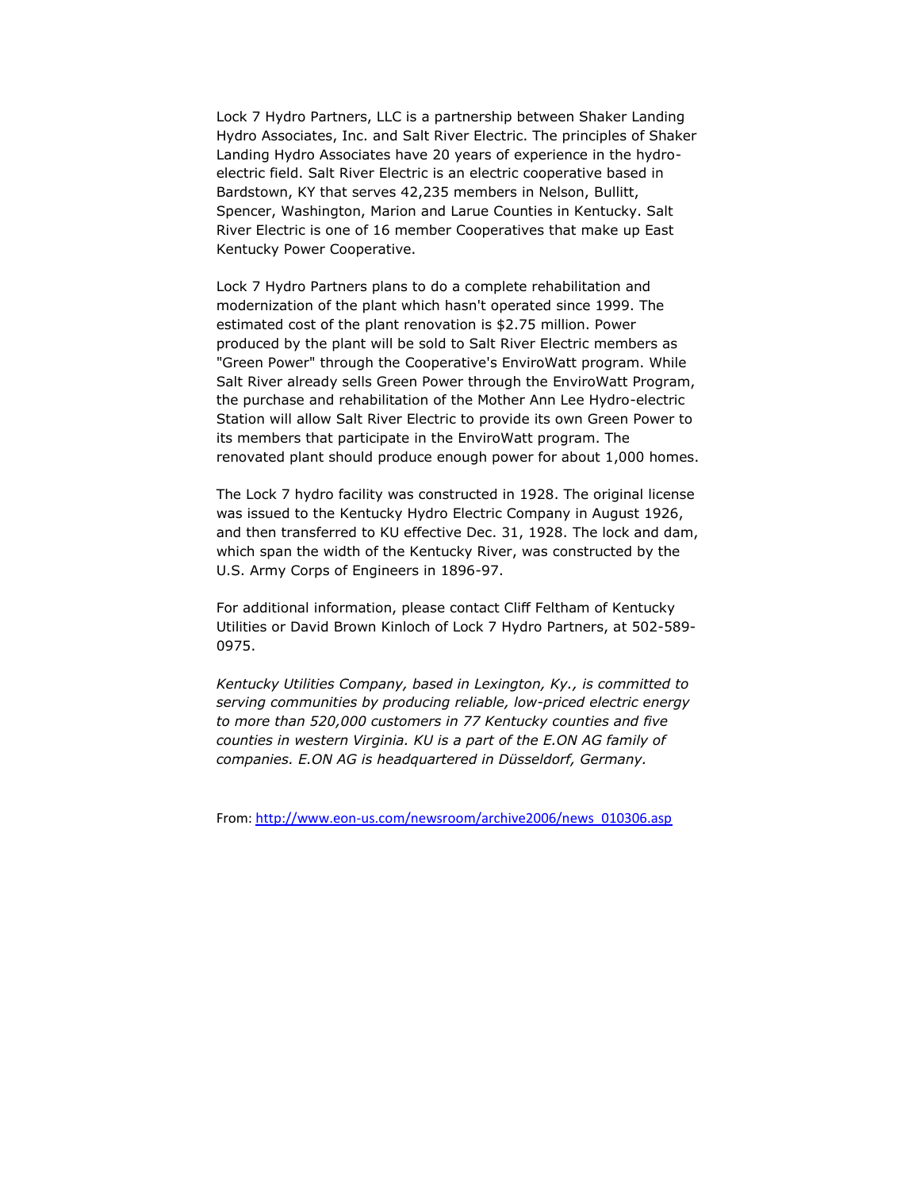Lock 7 Hydro Partners, LLC is a partnership between Shaker Landing Hydro Associates, Inc. and Salt River Electric. The principles of Shaker Landing Hydro Associates have 20 years of experience in the hydro-electric field. Salt River Electric is an electric cooperative based in Bardstown, KY that serves 42,235 members in Nelson, Bullitt, Spencer, Washington, Marion and Larue Counties in Kentucky. Salt River Electric is one of 16 member Cooperatives that make up East Kentucky Power Cooperative.

Lock 7 Hydro Partners plans to do a complete rehabilitation and modernization of the plant which hasn't operated since 1999. The estimated cost of the plant renovation is $2.75 million. Power produced by the plant will be sold to Salt River Electric members as "Green Power" through the Cooperative's EnviroWatt program. While Salt River already sells Green Power through the EnviroWatt Program, the purchase and rehabilitation of the Mother Ann Lee Hydro-electric Station will allow Salt River Electric to provide its own Green Power to its members that participate in the EnviroWatt program. The renovated plant should produce enough power for about 1,000 homes.

The Lock 7 hydro facility was constructed in 1928. The original license was issued to the Kentucky Hydro Electric Company in August 1926, and then transferred to KU effective Dec. 31, 1928. The lock and dam, which span the width of the Kentucky River, was constructed by the U.S. Army Corps of Engineers in 1896-97.

For additional information, please contact Cliff Feltham of Kentucky Utilities or David Brown Kinloch of Lock 7 Hydro Partners, at 502-589-0975.

*Kentucky Utilities Company, based in Lexington, Ky., is committed to serving communities by producing reliable, low-priced electric energy to more than 520,000 customers in 77 Kentucky counties and five counties in western Virginia. KU is a part of the E.ON AG family of companies. E.ON AG is headquartered in Düsseldorf, Germany.*

From: http://www.eon-us.com/newsroom/archive2006/news_010306.asp